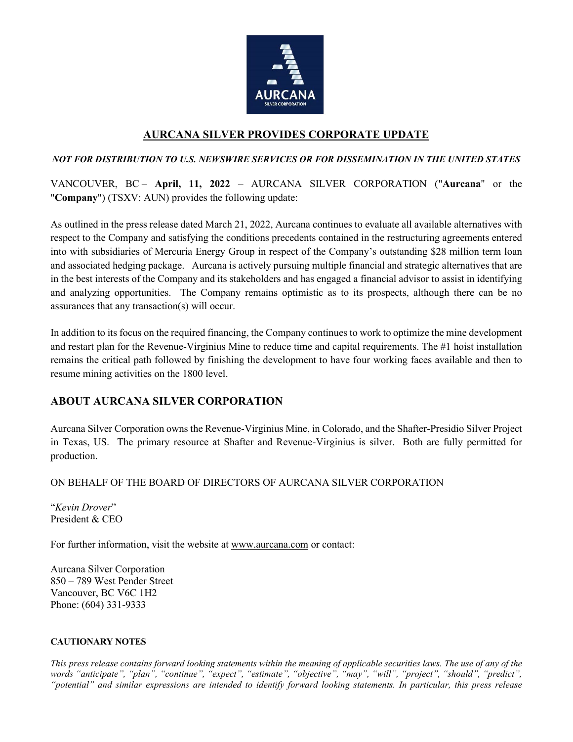# AURCANA SILVER PROVIDES CORPORATE UPDATE

*NOT FOR DISTRIBUTION TO U.S. NEWSWIRE SERVICES OR FOR DISSEMINATION IN THE UNITED STATES*

VANCOUVER, BC – **April, 11, 2022** – AURCANA SILVER CORPORATION ("**Aurcana**" or the "**Company**") (TSXV: AUN) provides the following update:

As outlined in the press release dated March 21, 2022, Aurcana continues to evaluate all available alternatives with respect to the Company and satisfying the conditions precedents contained in the restructuring agreements entered into with subsidiaries of Mercuria Energy Group in respect of the Company's outstanding $28 million term loan and associated hedging package. Aurcana is actively pursuing multiple financial and strategic alternatives that are in the best interests of the Company and its stakeholders and has engaged a financial advisor to assist in identifying and analyzing opportunities. The Company remains optimistic as to its prospects, although there can be no assurances that any transaction(s) will occur.

In addition to its focus on the required financing, the Company continues to work to optimize the mine development and restart plan for the Revenue-Virginius Mine to reduce time and capital requirements. The #1 hoist installation remains the critical path followed by finishing the development to have four working faces available and then to resume mining activities on the 1800 level.

## ABOUT AURCANA SILVER CORPORATION

Aurcana Silver Corporation owns the Revenue-Virginius Mine, in Colorado, and the Shafter-Presidio Silver Project in Texas, US. The primary resource at Shafter and Revenue-Virginius is silver. Both are fully permitted for production.

ON BEHALF OF THE BOARD OF DIRECTORS OF AURCANA SILVER CORPORATION

"*Kevin Drover*"
President & CEO

For further information, visit the website at www.aurcana.com or contact:

Aurcana Silver Corporation
850 – 789 West Pender Street
Vancouver, BC V6C 1H2
Phone: (604) 331-9333

**CAUTIONARY NOTES**

*This press release contains forward looking statements within the meaning of applicable securities laws. The use of any of the words "anticipate", "plan", "continue", "expect", "estimate", "objective", "may", "will", "project", "should", "predict", "potential" and similar expressions are intended to identify forward looking statements. In particular, this press release*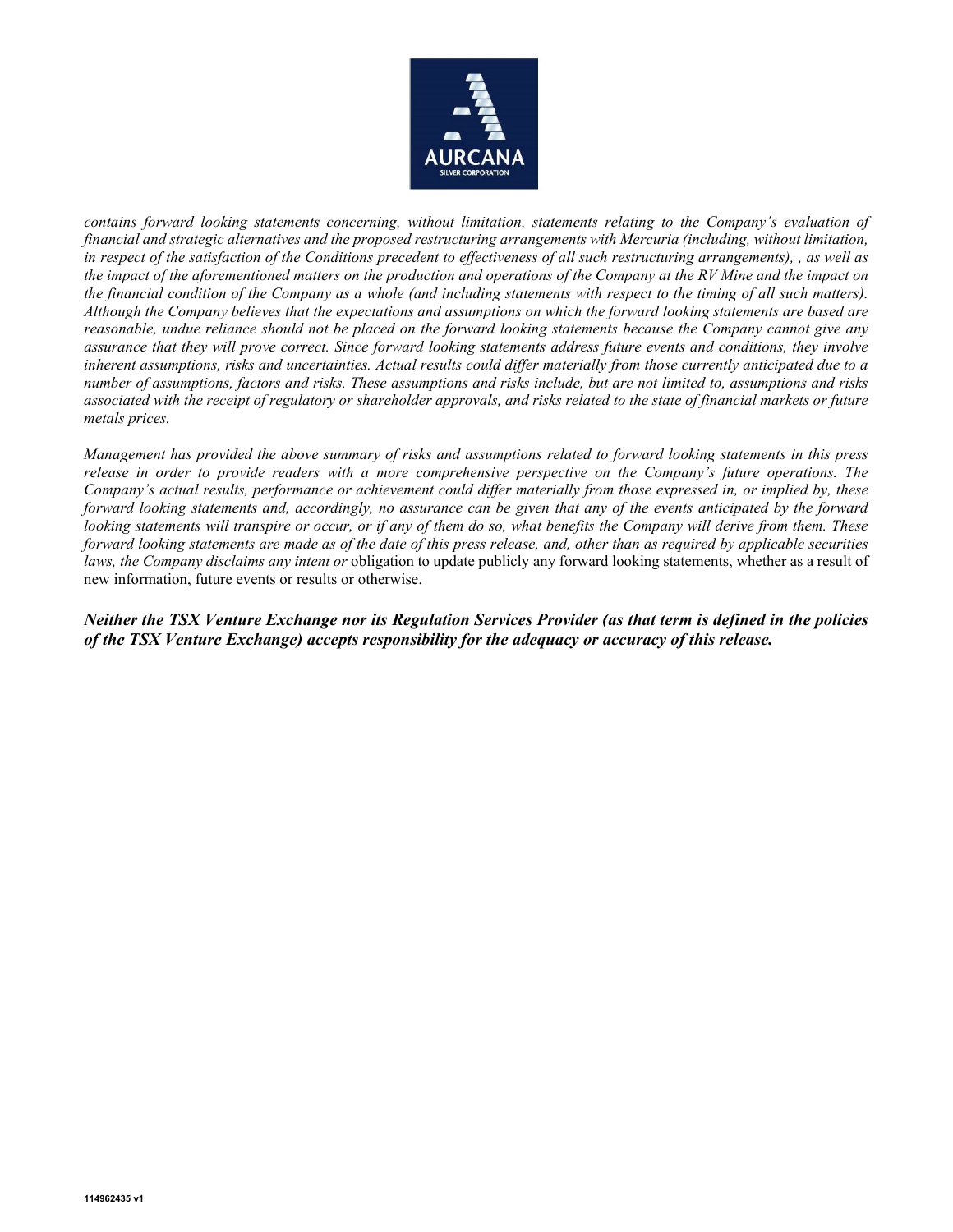*contains forward looking statements concerning, without limitation, statements relating to the Company's evaluation of financial and strategic alternatives and the proposed restructuring arrangements with Mercuria (including, without limitation, in respect of the satisfaction of the Conditions precedent to effectiveness of all such restructuring arrangements), , as well as the impact of the aforementioned matters on the production and operations of the Company at the RV Mine and the impact on the financial condition of the Company as a whole (and including statements with respect to the timing of all such matters). Although the Company believes that the expectations and assumptions on which the forward looking statements are based are reasonable, undue reliance should not be placed on the forward looking statements because the Company cannot give any assurance that they will prove correct. Since forward looking statements address future events and conditions, they involve inherent assumptions, risks and uncertainties. Actual results could differ materially from those currently anticipated due to a number of assumptions, factors and risks. These assumptions and risks include, but are not limited to, assumptions and risks associated with the receipt of regulatory or shareholder approvals, and risks related to the state of financial markets or future metals prices.*

*Management has provided the above summary of risks and assumptions related to forward looking statements in this press release in order to provide readers with a more comprehensive perspective on the Company's future operations. The Company's actual results, performance or achievement could differ materially from those expressed in, or implied by, these forward looking statements and, accordingly, no assurance can be given that any of the events anticipated by the forward looking statements will transpire or occur, or if any of them do so, what benefits the Company will derive from them. These forward looking statements are made as of the date of this press release, and, other than as required by applicable securities laws, the Company disclaims any intent or* obligation to update publicly any forward looking statements, whether as a result of new information, future events or results or otherwise.

***Neither the TSX Venture Exchange nor its Regulation Services Provider (as that term is defined in the policies of the TSX Venture Exchange) accepts responsibility for the adequacy or accuracy of this release.***